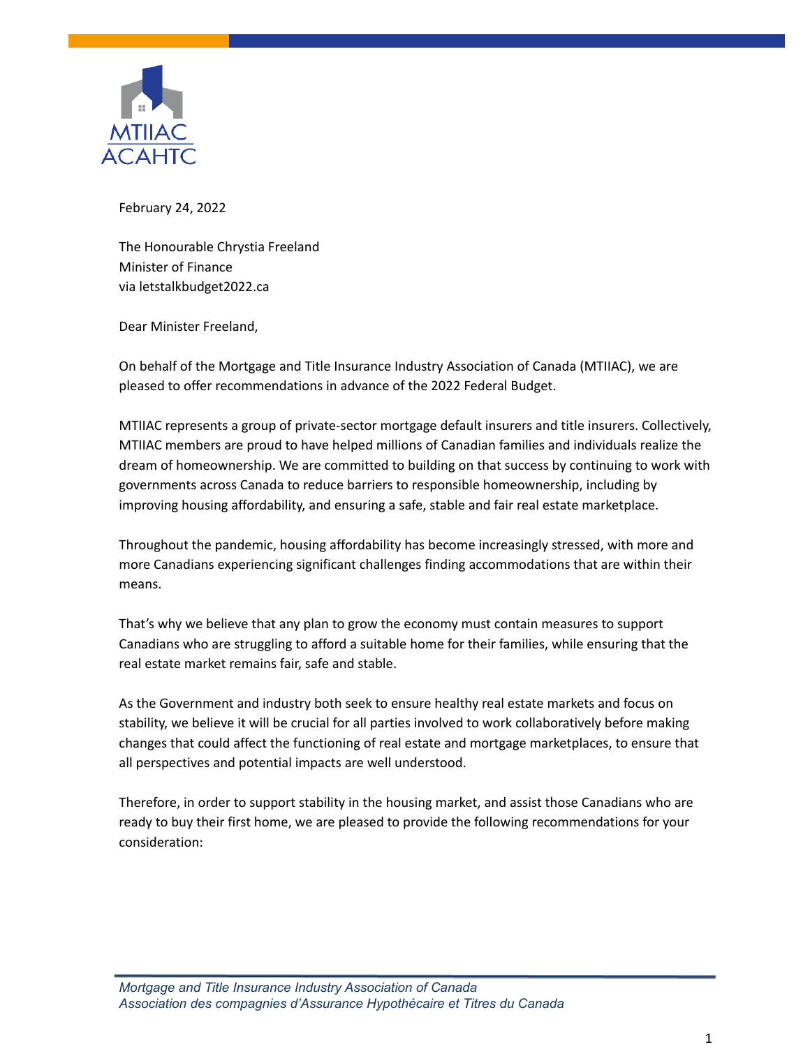MTIIAC
ACAHTC

February 24, 2022

The Honourable Chrystia Freeland
Minister of Finance
via letstalkbudget2022.ca

Dear Minister Freeland,

On behalf of the Mortgage and Title Insurance Industry Association of Canada (MTIIAC), we are pleased to offer recommendations in advance of the 2022 Federal Budget.

MTIIAC represents a group of private-sector mortgage default insurers and title insurers. Collectively, MTIIAC members are proud to have helped millions of Canadian families and individuals realize the dream of homeownership. We are committed to building on that success by continuing to work with governments across Canada to reduce barriers to responsible homeownership, including by improving housing affordability, and ensuring a safe, stable and fair real estate marketplace.

Throughout the pandemic, housing affordability has become increasingly stressed, with more and more Canadians experiencing significant challenges finding accommodations that are within their means.

That's why we believe that any plan to grow the economy must contain measures to support Canadians who are struggling to afford a suitable home for their families, while ensuring that the real estate market remains fair, safe and stable.

As the Government and industry both seek to ensure healthy real estate markets and focus on stability, we believe it will be crucial for all parties involved to work collaboratively before making changes that could affect the functioning of real estate and mortgage marketplaces, to ensure that all perspectives and potential impacts are well understood.

Therefore, in order to support stability in the housing market, and assist those Canadians who are ready to buy their first home, we are pleased to provide the following recommendations for your consideration:

*Mortgage and Title Insurance Industry Association of Canada*
*Association des compagnies d'Assurance Hypothécaire et Titres du Canada*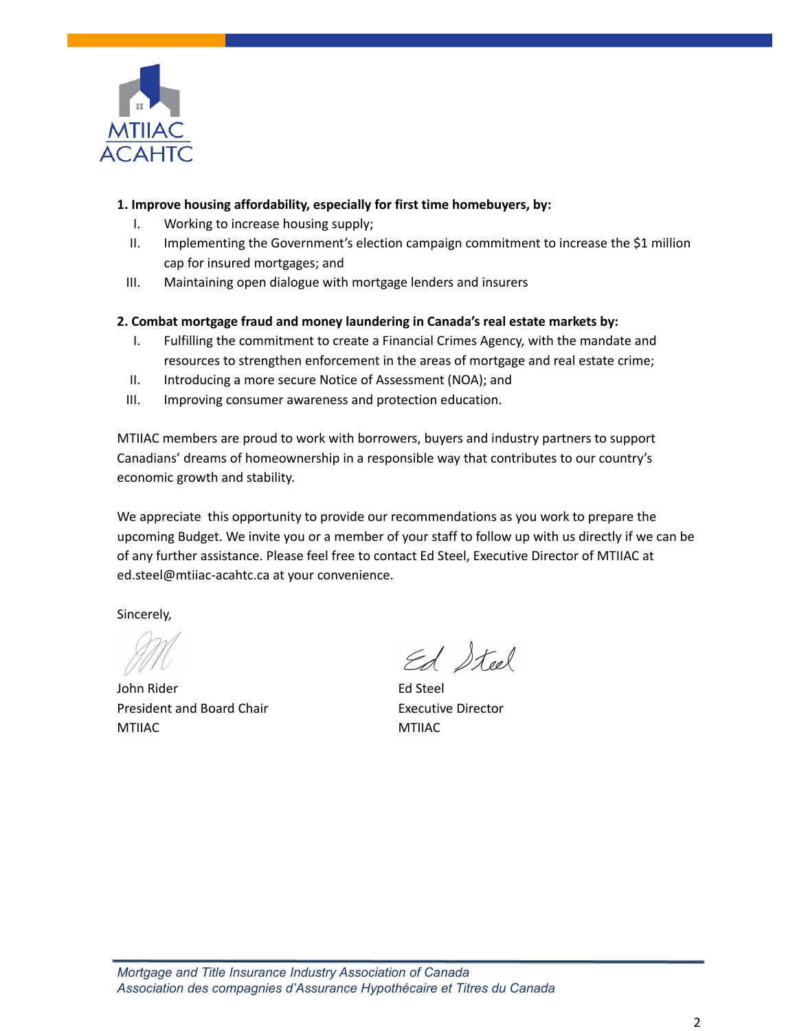**1. Improve housing affordability, especially for first time homebuyers, by:**

I. Working to increase housing supply;

II. Implementing the Government's election campaign commitment to increase the $1 million cap for insured mortgages; and

III. Maintaining open dialogue with mortgage lenders and insurers

**2. Combat mortgage fraud and money laundering in Canada's real estate markets by:**

I. Fulfilling the commitment to create a Financial Crimes Agency, with the mandate and resources to strengthen enforcement in the areas of mortgage and real estate crime;

II. Introducing a more secure Notice of Assessment (NOA); and

III. Improving consumer awareness and protection education.

MTIIAC members are proud to work with borrowers, buyers and industry partners to support Canadians' dreams of homeownership in a responsible way that contributes to our country's economic growth and stability.

We appreciate this opportunity to provide our recommendations as you work to prepare the upcoming Budget. We invite you or a member of your staff to follow up with us directly if we can be of any further assistance. Please feel free to contact Ed Steel, Executive Director of MTIIAC at ed.steel@mtiiac-acahtc.ca at your convenience.

Sincerely,

John Rider
President and Board Chair
MTIIAC

Ed Steel
Executive Director
MTIIAC

*Mortgage and Title Insurance Industry Association of Canada*
*Association des compagnies d'Assurance Hypothécaire et Titres du Canada*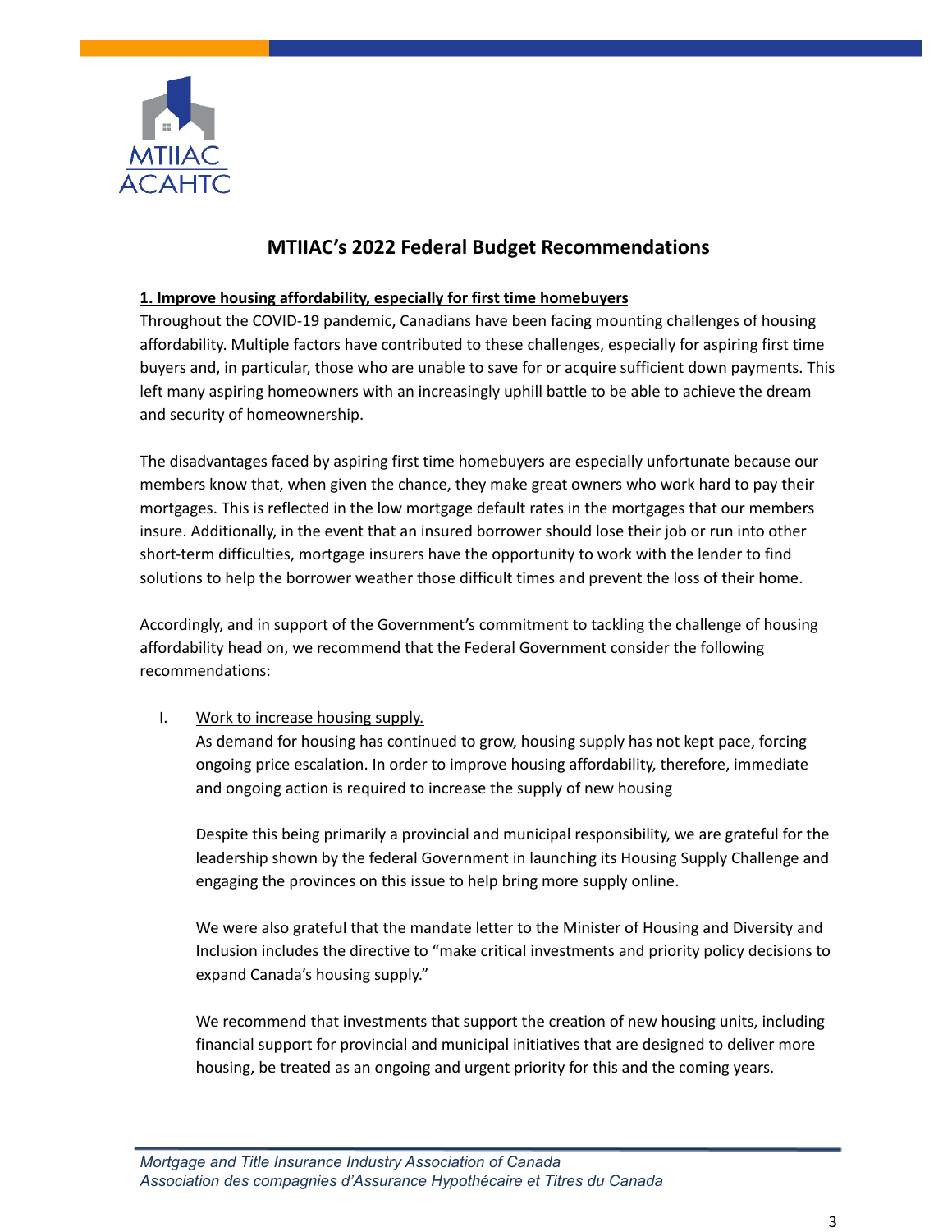MTIIAC
ACAHTC

# MTIIAC's 2022 Federal Budget Recommendations

## 1. Improve housing affordability, especially for first time homebuyers

Throughout the COVID-19 pandemic, Canadians have been facing mounting challenges of housing affordability. Multiple factors have contributed to these challenges, especially for aspiring first time buyers and, in particular, those who are unable to save for or acquire sufficient down payments. This left many aspiring homeowners with an increasingly uphill battle to be able to achieve the dream and security of homeownership.

The disadvantages faced by aspiring first time homebuyers are especially unfortunate because our members know that, when given the chance, they make great owners who work hard to pay their mortgages. This is reflected in the low mortgage default rates in the mortgages that our members insure. Additionally, in the event that an insured borrower should lose their job or run into other short-term difficulties, mortgage insurers have the opportunity to work with the lender to find solutions to help the borrower weather those difficult times and prevent the loss of their home.

Accordingly, and in support of the Government's commitment to tackling the challenge of housing affordability head on, we recommend that the Federal Government consider the following recommendations:

I. Work to increase housing supply.

As demand for housing has continued to grow, housing supply has not kept pace, forcing ongoing price escalation. In order to improve housing affordability, therefore, immediate and ongoing action is required to increase the supply of new housing

Despite this being primarily a provincial and municipal responsibility, we are grateful for the leadership shown by the federal Government in launching its Housing Supply Challenge and engaging the provinces on this issue to help bring more supply online.

We were also grateful that the mandate letter to the Minister of Housing and Diversity and Inclusion includes the directive to "make critical investments and priority policy decisions to expand Canada's housing supply."

We recommend that investments that support the creation of new housing units, including financial support for provincial and municipal initiatives that are designed to deliver more housing, be treated as an ongoing and urgent priority for this and the coming years.

*Mortgage and Title Insurance Industry Association of Canada*
*Association des compagnies d'Assurance Hypothécaire et Titres du Canada*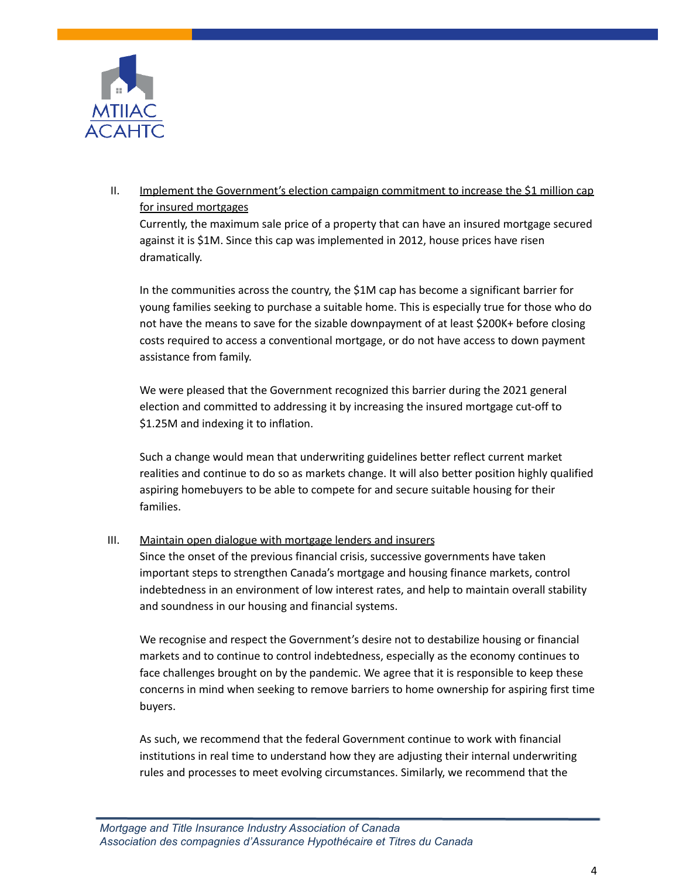II. <u>Implement the Government's election campaign commitment to increase the $1 million cap for insured mortgages</u>

Currently, the maximum sale price of a property that can have an insured mortgage secured against it is $1M. Since this cap was implemented in 2012, house prices have risen dramatically.

In the communities across the country, the $1M cap has become a significant barrier for young families seeking to purchase a suitable home. This is especially true for those who do not have the means to save for the sizable downpayment of at least $200K+ before closing costs required to access a conventional mortgage, or do not have access to down payment assistance from family.

We were pleased that the Government recognized this barrier during the 2021 general election and committed to addressing it by increasing the insured mortgage cut-off to $1.25M and indexing it to inflation.

Such a change would mean that underwriting guidelines better reflect current market realities and continue to do so as markets change. It will also better position highly qualified aspiring homebuyers to be able to compete for and secure suitable housing for their families.

III. <u>Maintain open dialogue with mortgage lenders and insurers</u>

Since the onset of the previous financial crisis, successive governments have taken important steps to strengthen Canada's mortgage and housing finance markets, control indebtedness in an environment of low interest rates, and help to maintain overall stability and soundness in our housing and financial systems.

We recognise and respect the Government's desire not to destabilize housing or financial markets and to continue to control indebtedness, especially as the economy continues to face challenges brought on by the pandemic. We agree that it is responsible to keep these concerns in mind when seeking to remove barriers to home ownership for aspiring first time buyers.

As such, we recommend that the federal Government continue to work with financial institutions in real time to understand how they are adjusting their internal underwriting rules and processes to meet evolving circumstances. Similarly, we recommend that the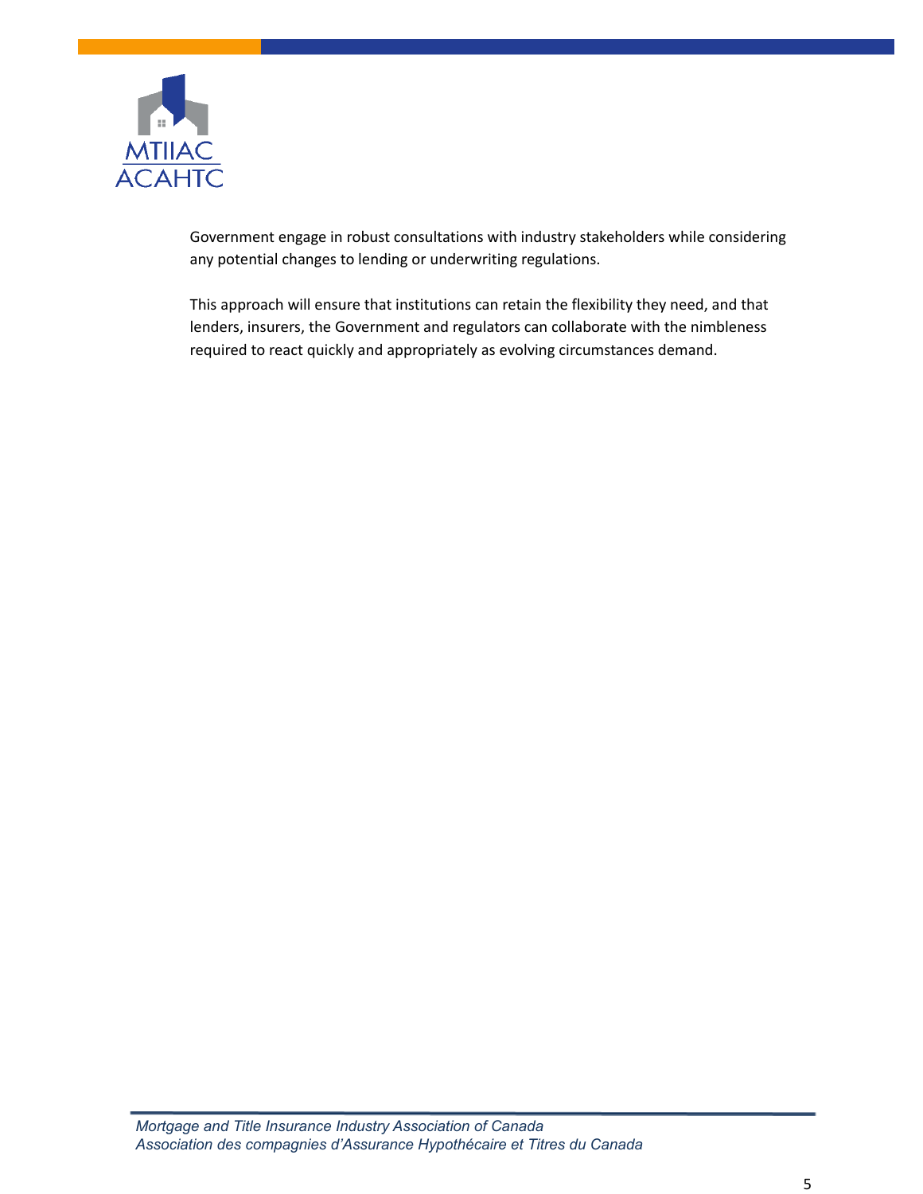Government engage in robust consultations with industry stakeholders while considering any potential changes to lending or underwriting regulations.

This approach will ensure that institutions can retain the flexibility they need, and that lenders, insurers, the Government and regulators can collaborate with the nimbleness required to react quickly and appropriately as evolving circumstances demand.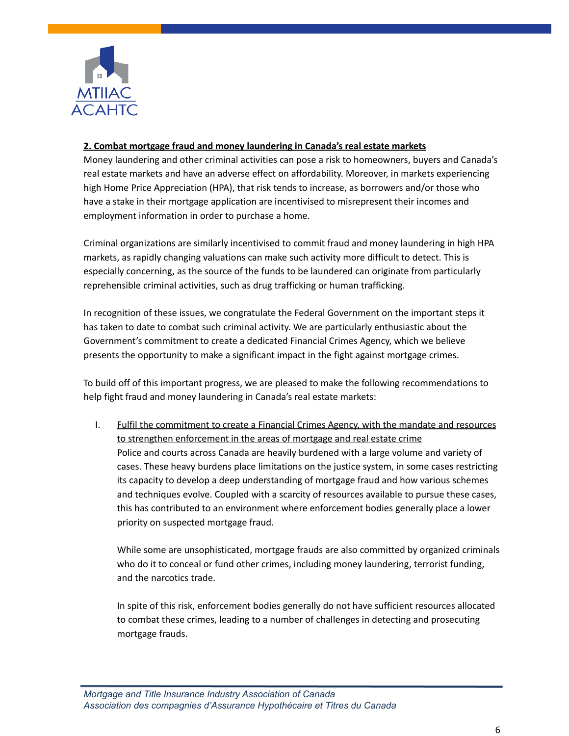**<u>2. Combat mortgage fraud and money laundering in Canada's real estate markets</u>**

Money laundering and other criminal activities can pose a risk to homeowners, buyers and Canada's real estate markets and have an adverse effect on affordability. Moreover, in markets experiencing high Home Price Appreciation (HPA), that risk tends to increase, as borrowers and/or those who have a stake in their mortgage application are incentivised to misrepresent their incomes and employment information in order to purchase a home.

Criminal organizations are similarly incentivised to commit fraud and money laundering in high HPA markets, as rapidly changing valuations can make such activity more difficult to detect. This is especially concerning, as the source of the funds to be laundered can originate from particularly reprehensible criminal activities, such as drug trafficking or human trafficking.

In recognition of these issues, we congratulate the Federal Government on the important steps it has taken to date to combat such criminal activity. We are particularly enthusiastic about the Government's commitment to create a dedicated Financial Crimes Agency, which we believe presents the opportunity to make a significant impact in the fight against mortgage crimes.

To build off of this important progress, we are pleased to make the following recommendations to help fight fraud and money laundering in Canada's real estate markets:

I. <u>Fulfil the commitment to create a Financial Crimes Agency, with the mandate and resources to strengthen enforcement in the areas of mortgage and real estate crime</u>

   Police and courts across Canada are heavily burdened with a large volume and variety of cases. These heavy burdens place limitations on the justice system, in some cases restricting its capacity to develop a deep understanding of mortgage fraud and how various schemes and techniques evolve. Coupled with a scarcity of resources available to pursue these cases, this has contributed to an environment where enforcement bodies generally place a lower priority on suspected mortgage fraud.

   While some are unsophisticated, mortgage frauds are also committed by organized criminals who do it to conceal or fund other crimes, including money laundering, terrorist funding, and the narcotics trade.

   In spite of this risk, enforcement bodies generally do not have sufficient resources allocated to combat these crimes, leading to a number of challenges in detecting and prosecuting mortgage frauds.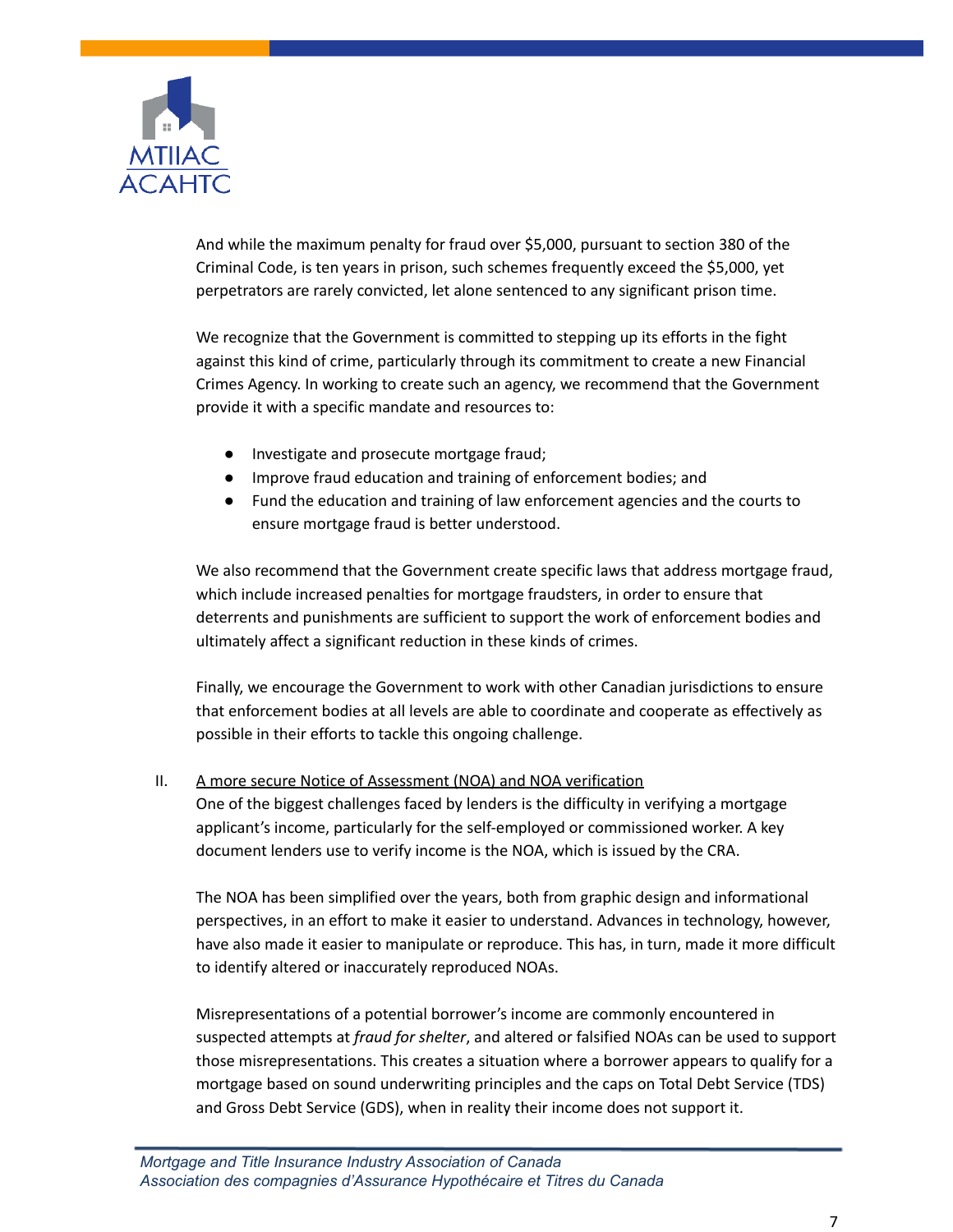And while the maximum penalty for fraud over $5,000, pursuant to section 380 of the Criminal Code, is ten years in prison, such schemes frequently exceed the $5,000, yet perpetrators are rarely convicted, let alone sentenced to any significant prison time.

We recognize that the Government is committed to stepping up its efforts in the fight against this kind of crime, particularly through its commitment to create a new Financial Crimes Agency. In working to create such an agency, we recommend that the Government provide it with a specific mandate and resources to:

- Investigate and prosecute mortgage fraud;
- Improve fraud education and training of enforcement bodies; and
- Fund the education and training of law enforcement agencies and the courts to ensure mortgage fraud is better understood.

We also recommend that the Government create specific laws that address mortgage fraud, which include increased penalties for mortgage fraudsters, in order to ensure that deterrents and punishments are sufficient to support the work of enforcement bodies and ultimately affect a significant reduction in these kinds of crimes.

Finally, we encourage the Government to work with other Canadian jurisdictions to ensure that enforcement bodies at all levels are able to coordinate and cooperate as effectively as possible in their efforts to tackle this ongoing challenge.

II. <u>A more secure Notice of Assessment (NOA) and NOA verification</u>

One of the biggest challenges faced by lenders is the difficulty in verifying a mortgage applicant's income, particularly for the self-employed or commissioned worker. A key document lenders use to verify income is the NOA, which is issued by the CRA.

The NOA has been simplified over the years, both from graphic design and informational perspectives, in an effort to make it easier to understand. Advances in technology, however, have also made it easier to manipulate or reproduce. This has, in turn, made it more difficult to identify altered or inaccurately reproduced NOAs.

Misrepresentations of a potential borrower's income are commonly encountered in suspected attempts at *fraud for shelter*, and altered or falsified NOAs can be used to support those misrepresentations. This creates a situation where a borrower appears to qualify for a mortgage based on sound underwriting principles and the caps on Total Debt Service (TDS) and Gross Debt Service (GDS), when in reality their income does not support it.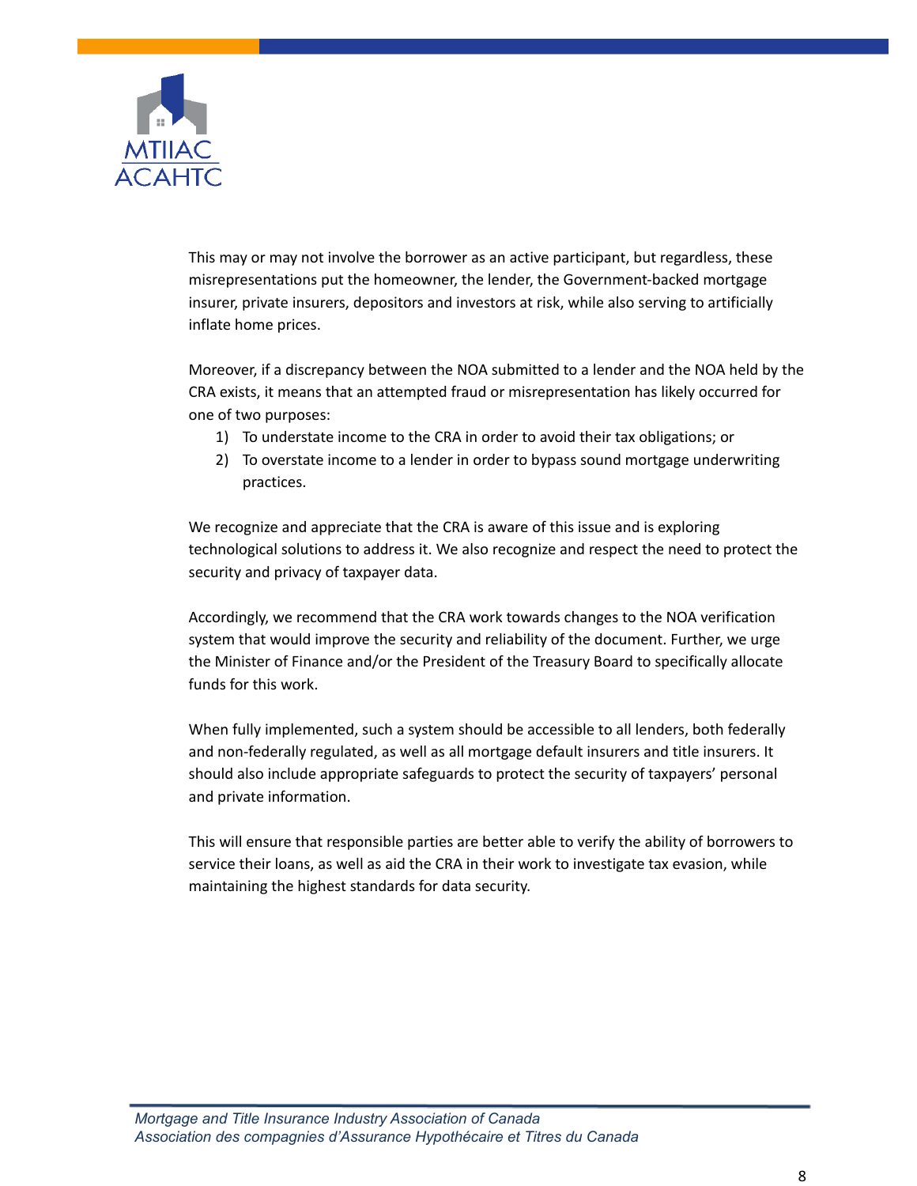This may or may not involve the borrower as an active participant, but regardless, these misrepresentations put the homeowner, the lender, the Government-backed mortgage insurer, private insurers, depositors and investors at risk, while also serving to artificially inflate home prices.

Moreover, if a discrepancy between the NOA submitted to a lender and the NOA held by the CRA exists, it means that an attempted fraud or misrepresentation has likely occurred for one of two purposes:

1) To understate income to the CRA in order to avoid their tax obligations; or
2) To overstate income to a lender in order to bypass sound mortgage underwriting practices.

We recognize and appreciate that the CRA is aware of this issue and is exploring technological solutions to address it. We also recognize and respect the need to protect the security and privacy of taxpayer data.

Accordingly, we recommend that the CRA work towards changes to the NOA verification system that would improve the security and reliability of the document. Further, we urge the Minister of Finance and/or the President of the Treasury Board to specifically allocate funds for this work.

When fully implemented, such a system should be accessible to all lenders, both federally and non-federally regulated, as well as all mortgage default insurers and title insurers. It should also include appropriate safeguards to protect the security of taxpayers' personal and private information.

This will ensure that responsible parties are better able to verify the ability of borrowers to service their loans, as well as aid the CRA in their work to investigate tax evasion, while maintaining the highest standards for data security.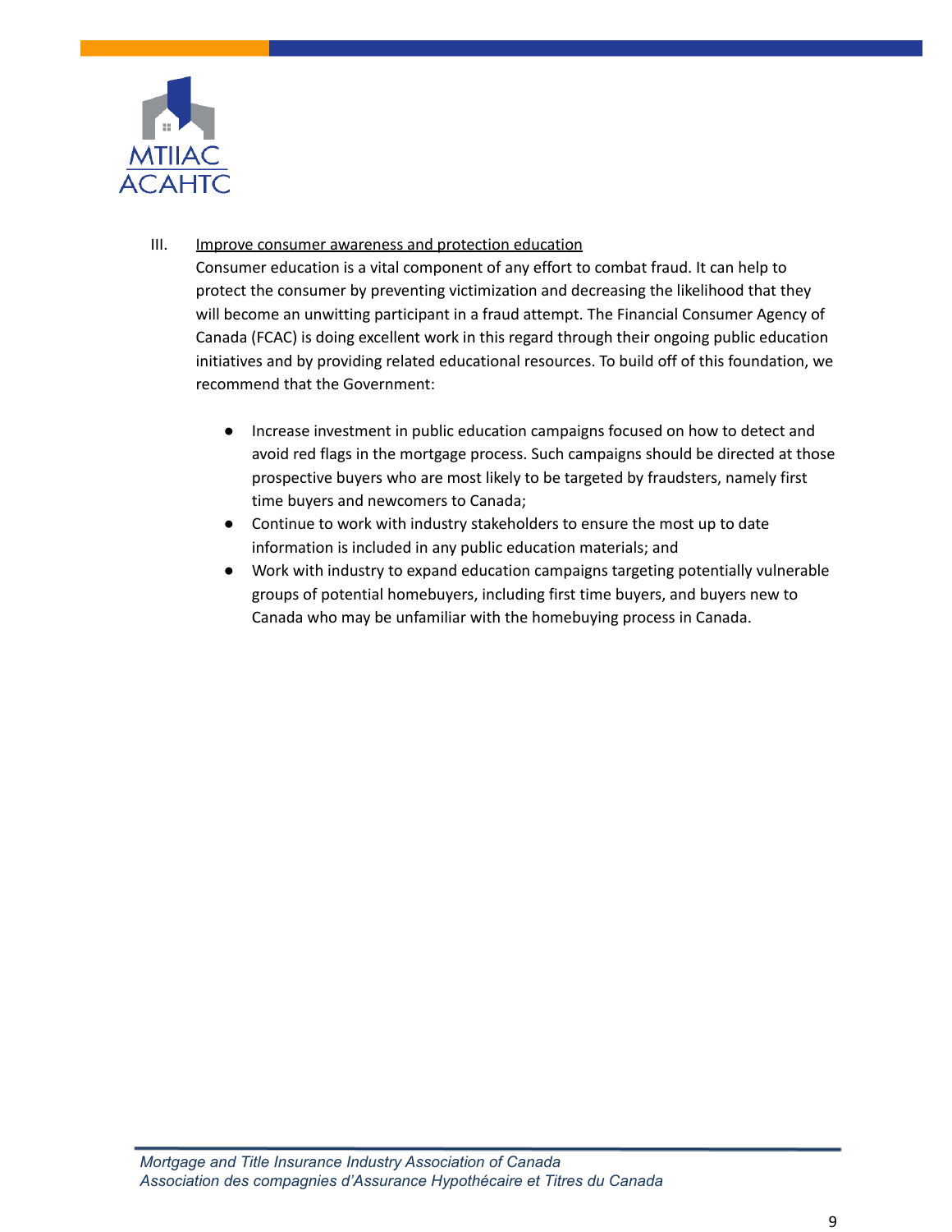III. <u>Improve consumer awareness and protection education</u>

Consumer education is a vital component of any effort to combat fraud. It can help to protect the consumer by preventing victimization and decreasing the likelihood that they will become an unwitting participant in a fraud attempt. The Financial Consumer Agency of Canada (FCAC) is doing excellent work in this regard through their ongoing public education initiatives and by providing related educational resources. To build off of this foundation, we recommend that the Government:

- Increase investment in public education campaigns focused on how to detect and avoid red flags in the mortgage process. Such campaigns should be directed at those prospective buyers who are most likely to be targeted by fraudsters, namely first time buyers and newcomers to Canada;
- Continue to work with industry stakeholders to ensure the most up to date information is included in any public education materials; and
- Work with industry to expand education campaigns targeting potentially vulnerable groups of potential homebuyers, including first time buyers, and buyers new to Canada who may be unfamiliar with the homebuying process in Canada.